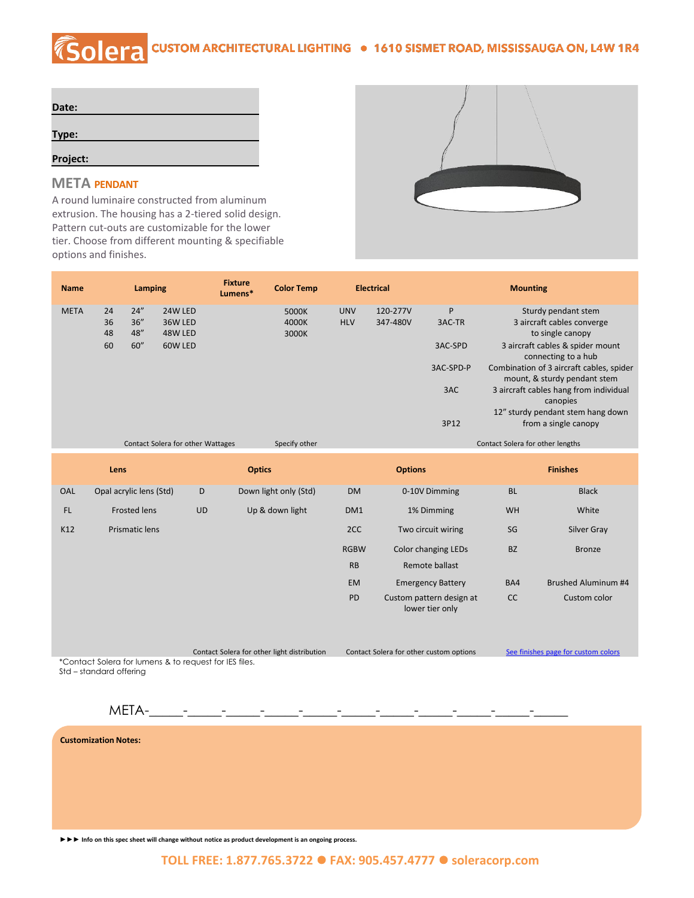# Solera CUSTOM ARCHITECTURAL LIGHTING ● 1610 SISMET ROAD, MISSISSAUGA ON, L4W 1R4

**Date:**

**Type:**

**Project:**

## META PENDANT

A round luminaire constructed from aluminum extrusion. The housing has a 2-tiered solid design. Pattern cut-outs are customizable for the lower tier. Choose from different mounting & specifiable options and finishes.

| Name | Lamping | | | Fixture Lumens* | Color Temp | Electrical | | Mounting | |
|---|---|---|---|---|---|---|---|---|---|
| META | 24 | 24" | 24W LED | | 5000K | UNV | 120-277V | P | Sturdy pendant stem |
| | 36 | 36" | 36W LED | | 4000K | HLV | 347-480V | 3AC-TR | 3 aircraft cables converge to single canopy |
| | 48 | 48" | 48W LED | | 3000K | | | | |
| | 60 | 60" | 60W LED | | | | | 3AC-SPD | 3 aircraft cables & spider mount connecting to a hub |
| | | | | | | | | 3AC-SPD-P | Combination of 3 aircraft cables, spider mount, & sturdy pendant stem |
| | | | | | | | | 3AC | 3 aircraft cables hang from individual canopies |
| | | | | | | | | 3P12 | 12" sturdy pendant stem hang down from a single canopy |
| | Contact Solera for other Wattages | | | | Specify other | | | Contact Solera for other lengths | |

| Lens | | Optics | | Options | | Finishes | |
|---|---|---|---|---|---|---|---|
| OAL | Opal acrylic lens (Std) | D | Down light only (Std) | DM | 0-10V Dimming | BL | Black |
| FL | Frosted lens | UD | Up & down light | DM1 | 1% Dimming | WH | White |
| K12 | Prismatic lens | | | 2CC | Two circuit wiring | SG | Silver Gray |
| | | | | RGBW | Color changing LEDs | BZ | Bronze |
| | | | | RB | Remote ballast | | |
| | | | | EM | Emergency Battery | BA4 | Brushed Aluminum #4 |
| | | | | PD | Custom pattern design at lower tier only | CC | Custom color |
| | | Contact Solera for other light distribution | | Contact Solera for other custom options | | See finishes page for custom colors | |

*Contact Solera for lumens & to request for IES files.
Std – standard offering

META-_____-_____-_____-_____-_____-_____-_____-_____-_____-_____-_____

**Customization Notes:**

►►► **Info on this spec sheet will change without notice as product development is an ongoing process.**

TOLL FREE: 1.877.765.3722 ● FAX: 905.457.4777 ● soleracorp.com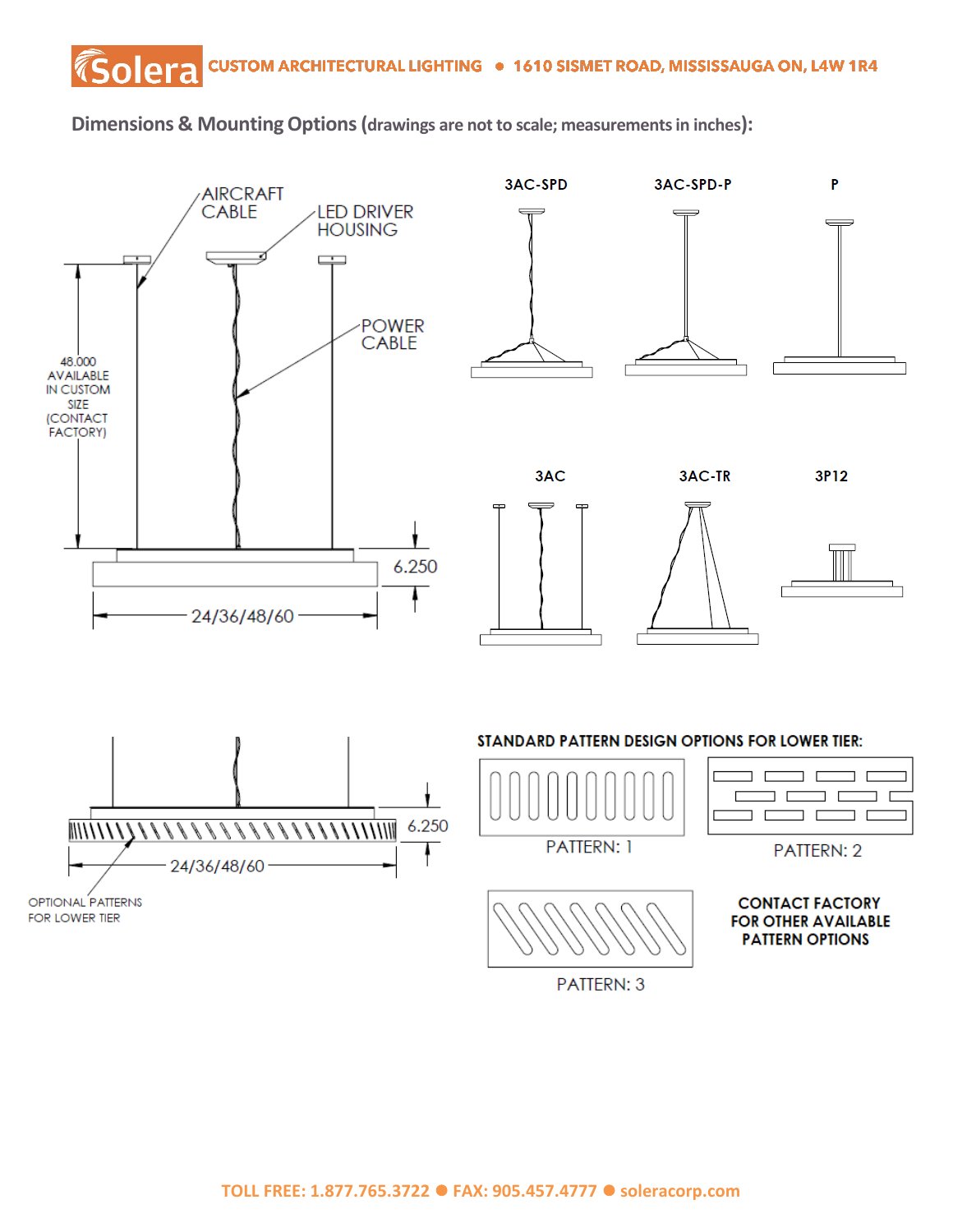**CUSTOM ARCHITECTURAL LIGHTING ● 1610 SISMET ROAD, MISSISSAUGA ON, L4W 1R4**

## Dimensions & Mounting Options (drawings are not to scale; measurements in inches):

AIRCRAFT CABLE

LED DRIVER HOUSING

POWER CABLE

48.000 AVAILABLE IN CUSTOM SIZE (CONTACT FACTORY)

6.250

24/36/48/60

3AC-SPD

3AC-SPD-P

P

3AC

3AC-TR

3P12

6.250

24/36/48/60

OPTIONAL PATTERNS FOR LOWER TIER

**STANDARD PATTERN DESIGN OPTIONS FOR LOWER TIER:**

PATTERN: 1

PATTERN: 2

PATTERN: 3

**CONTACT FACTORY FOR OTHER AVAILABLE PATTERN OPTIONS**

**TOLL FREE: 1.877.765.3722 ● FAX: 905.457.4777 ● soleracorp.com**